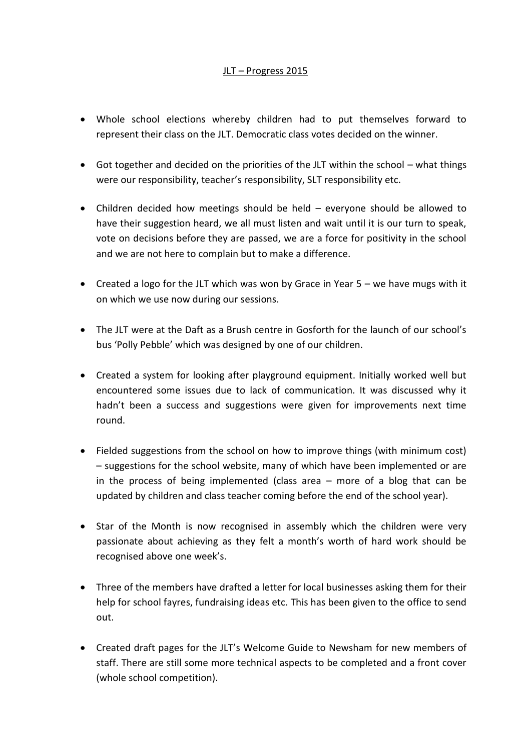# JLT – Progress 2015

- Whole school elections whereby children had to put themselves forward to represent their class on the JLT. Democratic class votes decided on the winner.

- Got together and decided on the priorities of the JLT within the school – what things were our responsibility, teacher's responsibility, SLT responsibility etc.

- Children decided how meetings should be held – everyone should be allowed to have their suggestion heard, we all must listen and wait until it is our turn to speak, vote on decisions before they are passed, we are a force for positivity in the school and we are not here to complain but to make a difference.

- Created a logo for the JLT which was won by Grace in Year 5 – we have mugs with it on which we use now during our sessions.

- The JLT were at the Daft as a Brush centre in Gosforth for the launch of our school's bus 'Polly Pebble' which was designed by one of our children.

- Created a system for looking after playground equipment. Initially worked well but encountered some issues due to lack of communication. It was discussed why it hadn't been a success and suggestions were given for improvements next time round.

- Fielded suggestions from the school on how to improve things (with minimum cost) – suggestions for the school website, many of which have been implemented or are in the process of being implemented (class area – more of a blog that can be updated by children and class teacher coming before the end of the school year).

- Star of the Month is now recognised in assembly which the children were very passionate about achieving as they felt a month's worth of hard work should be recognised above one week's.

- Three of the members have drafted a letter for local businesses asking them for their help for school fayres, fundraising ideas etc. This has been given to the office to send out.

- Created draft pages for the JLT's Welcome Guide to Newsham for new members of staff. There are still some more technical aspects to be completed and a front cover (whole school competition).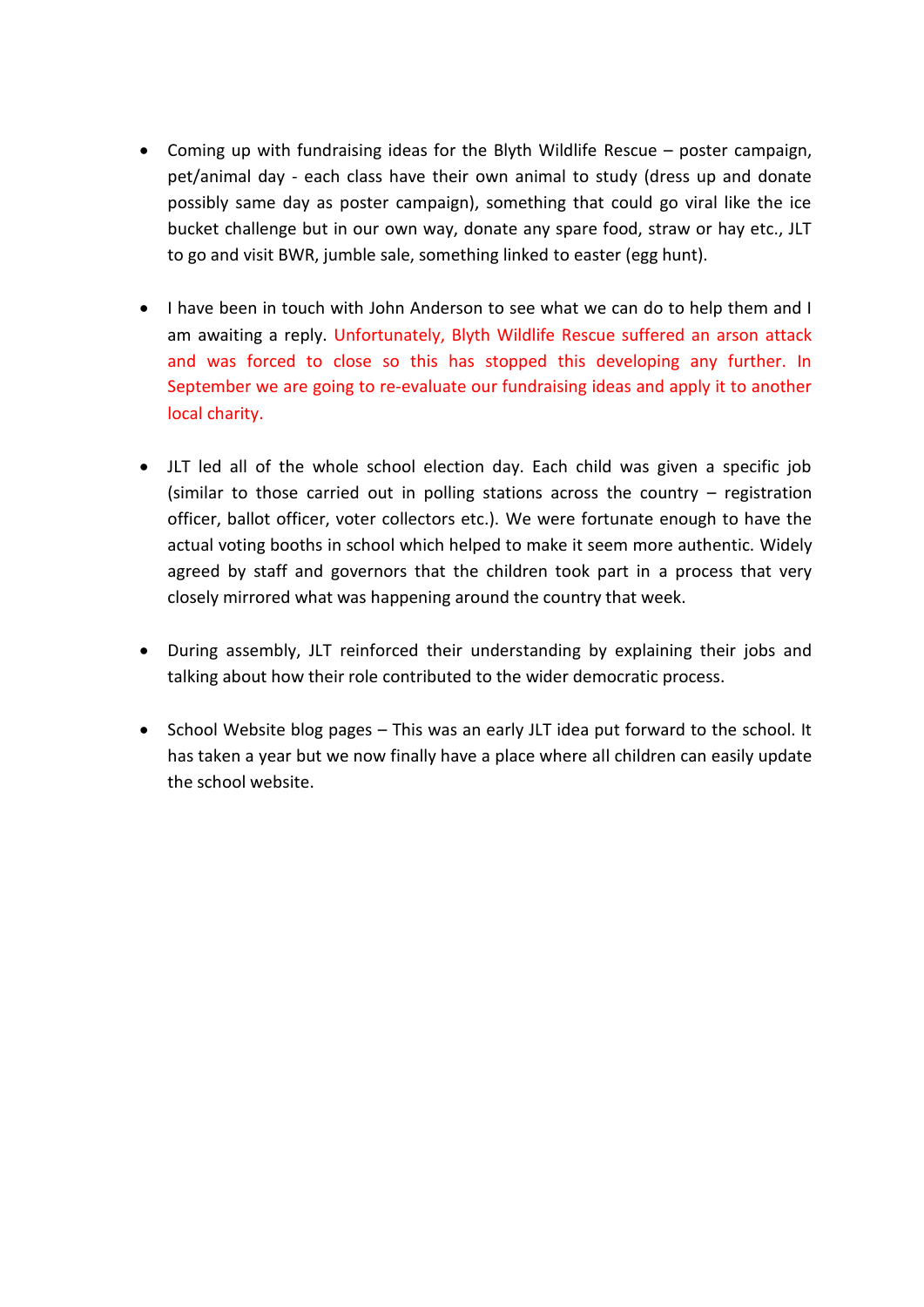- Coming up with fundraising ideas for the Blyth Wildlife Rescue – poster campaign, pet/animal day - each class have their own animal to study (dress up and donate possibly same day as poster campaign), something that could go viral like the ice bucket challenge but in our own way, donate any spare food, straw or hay etc., JLT to go and visit BWR, jumble sale, something linked to easter (egg hunt).

- I have been in touch with John Anderson to see what we can do to help them and I am awaiting a reply. Unfortunately, Blyth Wildlife Rescue suffered an arson attack and was forced to close so this has stopped this developing any further. In September we are going to re-evaluate our fundraising ideas and apply it to another local charity.

- JLT led all of the whole school election day. Each child was given a specific job (similar to those carried out in polling stations across the country – registration officer, ballot officer, voter collectors etc.). We were fortunate enough to have the actual voting booths in school which helped to make it seem more authentic. Widely agreed by staff and governors that the children took part in a process that very closely mirrored what was happening around the country that week.

- During assembly, JLT reinforced their understanding by explaining their jobs and talking about how their role contributed to the wider democratic process.

- School Website blog pages – This was an early JLT idea put forward to the school. It has taken a year but we now finally have a place where all children can easily update the school website.